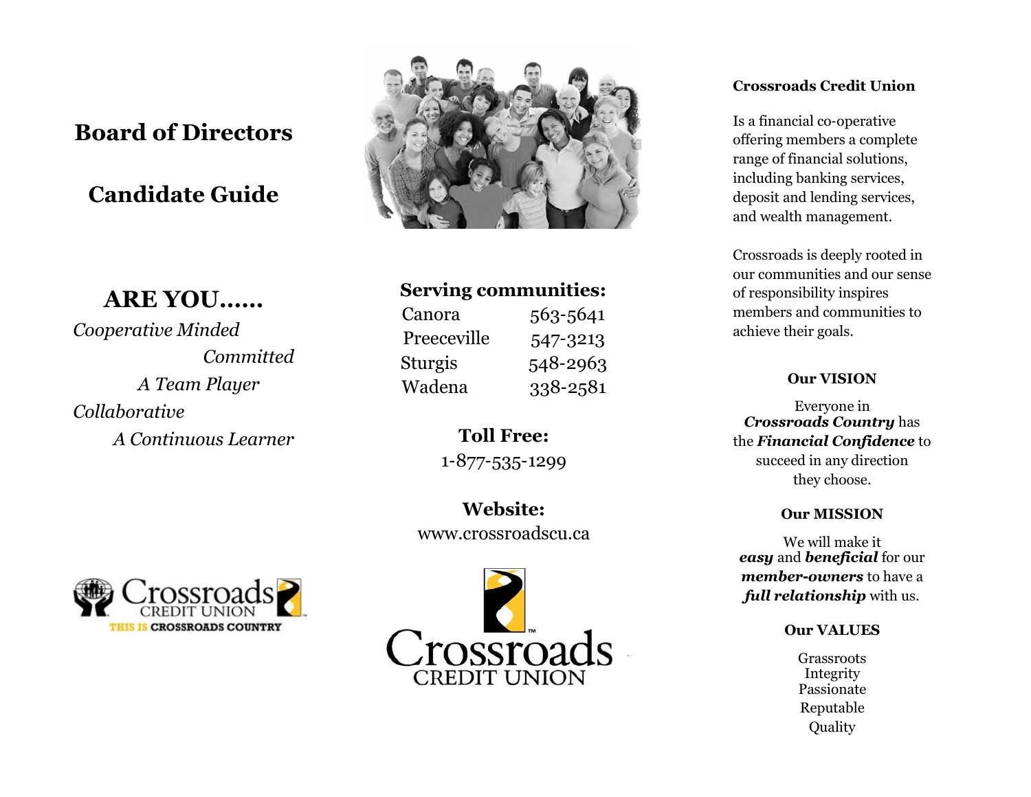# Board of Directors

# Candidate Guide

## ARE YOU……

*Cooperative Minded*

*Committed*

*A Team Player*

*Collaborative*

*A Continuous Learner*

Crossroads CREDIT UNION
THIS IS CROSSROADS COUNTRY

**Serving communities:**

| | |
|---|---|
| Canora | 563-5641 |
| Preeceville | 547-3213 |
| Sturgis | 548-2963 |
| Wadena | 338-2581 |

**Toll Free:**
1-877-535-1299

**Website:**
www.crossroadscu.ca

Crossroads CREDIT UNION

**Crossroads Credit Union**

Is a financial co-operative offering members a complete range of financial solutions, including banking services, deposit and lending services, and wealth management.

Crossroads is deeply rooted in our communities and our sense of responsibility inspires members and communities to achieve their goals.

**Our VISION**

Everyone in ***Crossroads Country*** has the ***Financial Confidence*** to succeed in any direction they choose.

**Our MISSION**

We will make it ***easy*** and ***beneficial*** for our ***member-owners*** to have a ***full relationship*** with us.

**Our VALUES**

Grassroots
Integrity
Passionate
Reputable
Quality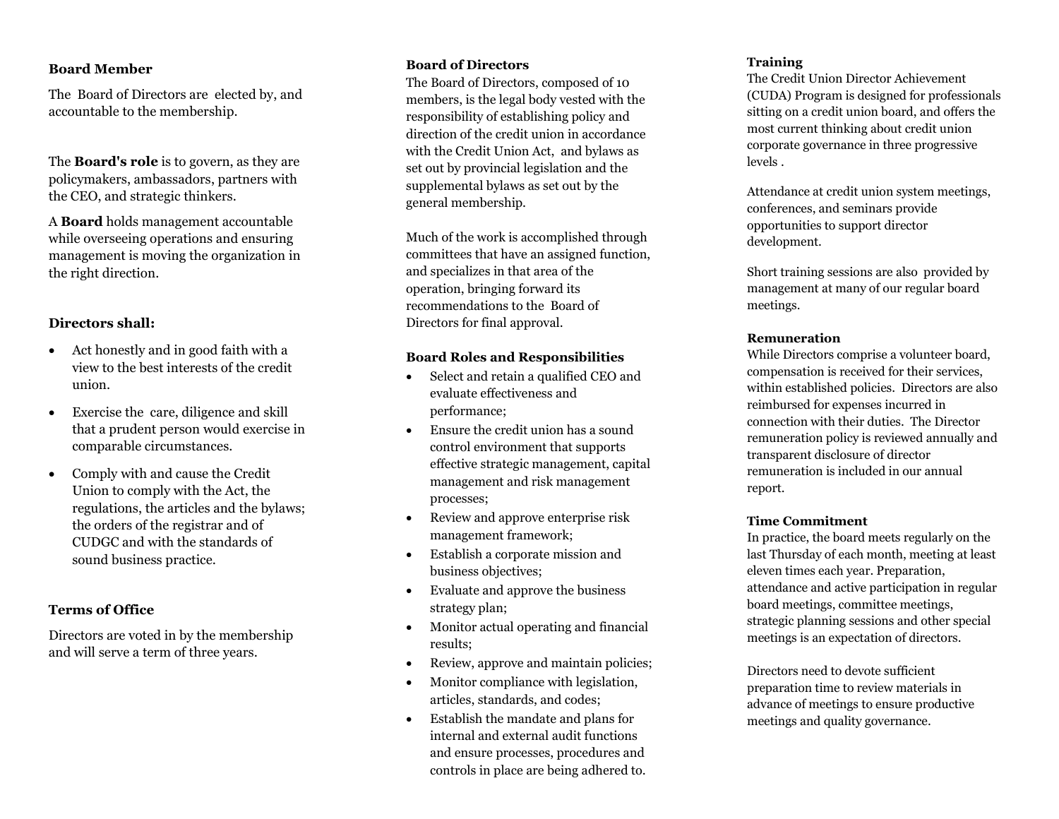**Board Member**

The Board of Directors are elected by, and accountable to the membership.

The **Board's role** is to govern, as they are policymakers, ambassadors, partners with the CEO, and strategic thinkers.

A **Board** holds management accountable while overseeing operations and ensuring management is moving the organization in the right direction.

**Directors shall:**

- Act honestly and in good faith with a view to the best interests of the credit union.
- Exercise the care, diligence and skill that a prudent person would exercise in comparable circumstances.
- Comply with and cause the Credit Union to comply with the Act, the regulations, the articles and the bylaws; the orders of the registrar and of CUDGC and with the standards of sound business practice.

**Terms of Office**

Directors are voted in by the membership and will serve a term of three years.

**Board of Directors**

The Board of Directors, composed of 10 members, is the legal body vested with the responsibility of establishing policy and direction of the credit union in accordance with the Credit Union Act, and bylaws as set out by provincial legislation and the supplemental bylaws as set out by the general membership.

Much of the work is accomplished through committees that have an assigned function, and specializes in that area of the operation, bringing forward its recommendations to the Board of Directors for final approval.

**Board Roles and Responsibilities**

- Select and retain a qualified CEO and evaluate effectiveness and performance;
- Ensure the credit union has a sound control environment that supports effective strategic management, capital management and risk management processes;
- Review and approve enterprise risk management framework;
- Establish a corporate mission and business objectives;
- Evaluate and approve the business strategy plan;
- Monitor actual operating and financial results;
- Review, approve and maintain policies;
- Monitor compliance with legislation, articles, standards, and codes;
- Establish the mandate and plans for internal and external audit functions and ensure processes, procedures and controls in place are being adhered to.

**Training**

The Credit Union Director Achievement (CUDA) Program is designed for professionals sitting on a credit union board, and offers the most current thinking about credit union corporate governance in three progressive levels .

Attendance at credit union system meetings, conferences, and seminars provide opportunities to support director development.

Short training sessions are also provided by management at many of our regular board meetings.

**Remuneration**

While Directors comprise a volunteer board, compensation is received for their services, within established policies. Directors are also reimbursed for expenses incurred in connection with their duties. The Director remuneration policy is reviewed annually and transparent disclosure of director remuneration is included in our annual report.

**Time Commitment**

In practice, the board meets regularly on the last Thursday of each month, meeting at least eleven times each year. Preparation, attendance and active participation in regular board meetings, committee meetings, strategic planning sessions and other special meetings is an expectation of directors.

Directors need to devote sufficient preparation time to review materials in advance of meetings to ensure productive meetings and quality governance.